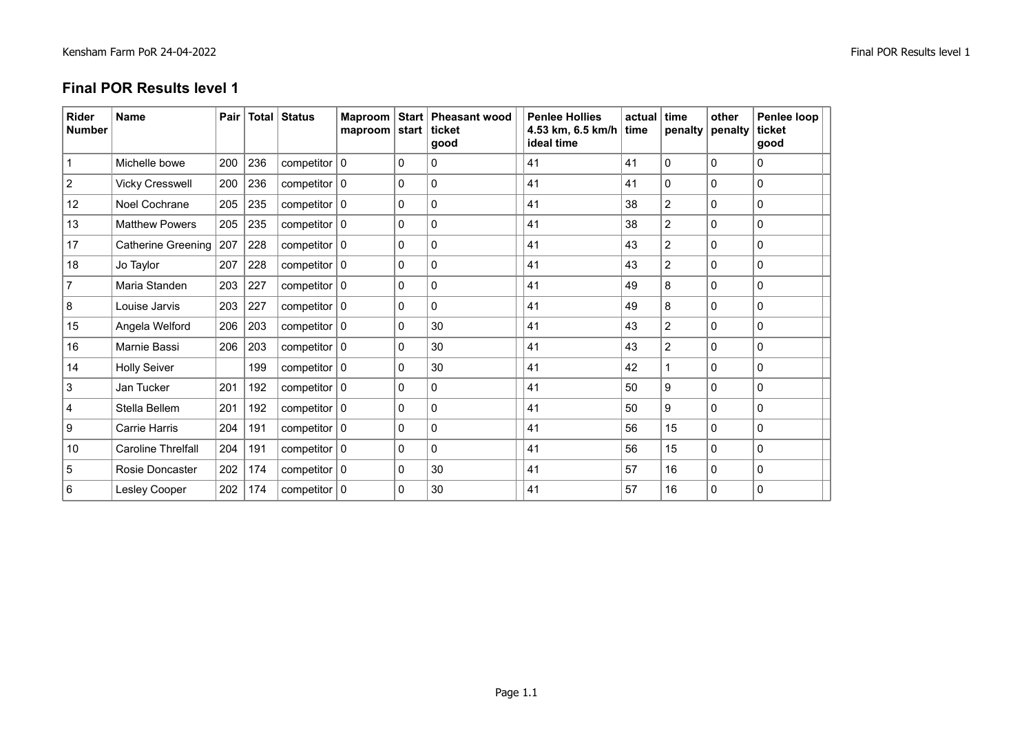## Final POR Results level 1

| Rider Number | Name | Pair | Total | Status | Maproom maproom | Start start | Pheasant wood ticket good | | Penlee Hollies 4.53 km, 6.5 km/h ideal time | actual time | time penalty | other penalty | Penlee loop ticket good | |
|---|---|---|---|---|---|---|---|---|---|---|---|---|---|---|
| 1 | Michelle bowe | 200 | 236 | competitor | 0 | 0 | 0 | | 41 | 41 | 0 | 0 | 0 | |
| 2 | Vicky Cresswell | 200 | 236 | competitor | 0 | 0 | 0 | | 41 | 41 | 0 | 0 | 0 | |
| 12 | Noel Cochrane | 205 | 235 | competitor | 0 | 0 | 0 | | 41 | 38 | 2 | 0 | 0 | |
| 13 | Matthew Powers | 205 | 235 | competitor | 0 | 0 | 0 | | 41 | 38 | 2 | 0 | 0 | |
| 17 | Catherine Greening | 207 | 228 | competitor | 0 | 0 | 0 | | 41 | 43 | 2 | 0 | 0 | |
| 18 | Jo Taylor | 207 | 228 | competitor | 0 | 0 | 0 | | 41 | 43 | 2 | 0 | 0 | |
| 7 | Maria Standen | 203 | 227 | competitor | 0 | 0 | 0 | | 41 | 49 | 8 | 0 | 0 | |
| 8 | Louise Jarvis | 203 | 227 | competitor | 0 | 0 | 0 | | 41 | 49 | 8 | 0 | 0 | |
| 15 | Angela Welford | 206 | 203 | competitor | 0 | 0 | 30 | | 41 | 43 | 2 | 0 | 0 | |
| 16 | Marnie Bassi | 206 | 203 | competitor | 0 | 0 | 30 | | 41 | 43 | 2 | 0 | 0 | |
| 14 | Holly Seiver | | 199 | competitor | 0 | 0 | 30 | | 41 | 42 | 1 | 0 | 0 | |
| 3 | Jan Tucker | 201 | 192 | competitor | 0 | 0 | 0 | | 41 | 50 | 9 | 0 | 0 | |
| 4 | Stella Bellem | 201 | 192 | competitor | 0 | 0 | 0 | | 41 | 50 | 9 | 0 | 0 | |
| 9 | Carrie Harris | 204 | 191 | competitor | 0 | 0 | 0 | | 41 | 56 | 15 | 0 | 0 | |
| 10 | Caroline Threlfall | 204 | 191 | competitor | 0 | 0 | 0 | | 41 | 56 | 15 | 0 | 0 | |
| 5 | Rosie Doncaster | 202 | 174 | competitor | 0 | 0 | 30 | | 41 | 57 | 16 | 0 | 0 | |
| 6 | Lesley Cooper | 202 | 174 | competitor | 0 | 0 | 30 | | 41 | 57 | 16 | 0 | 0 | |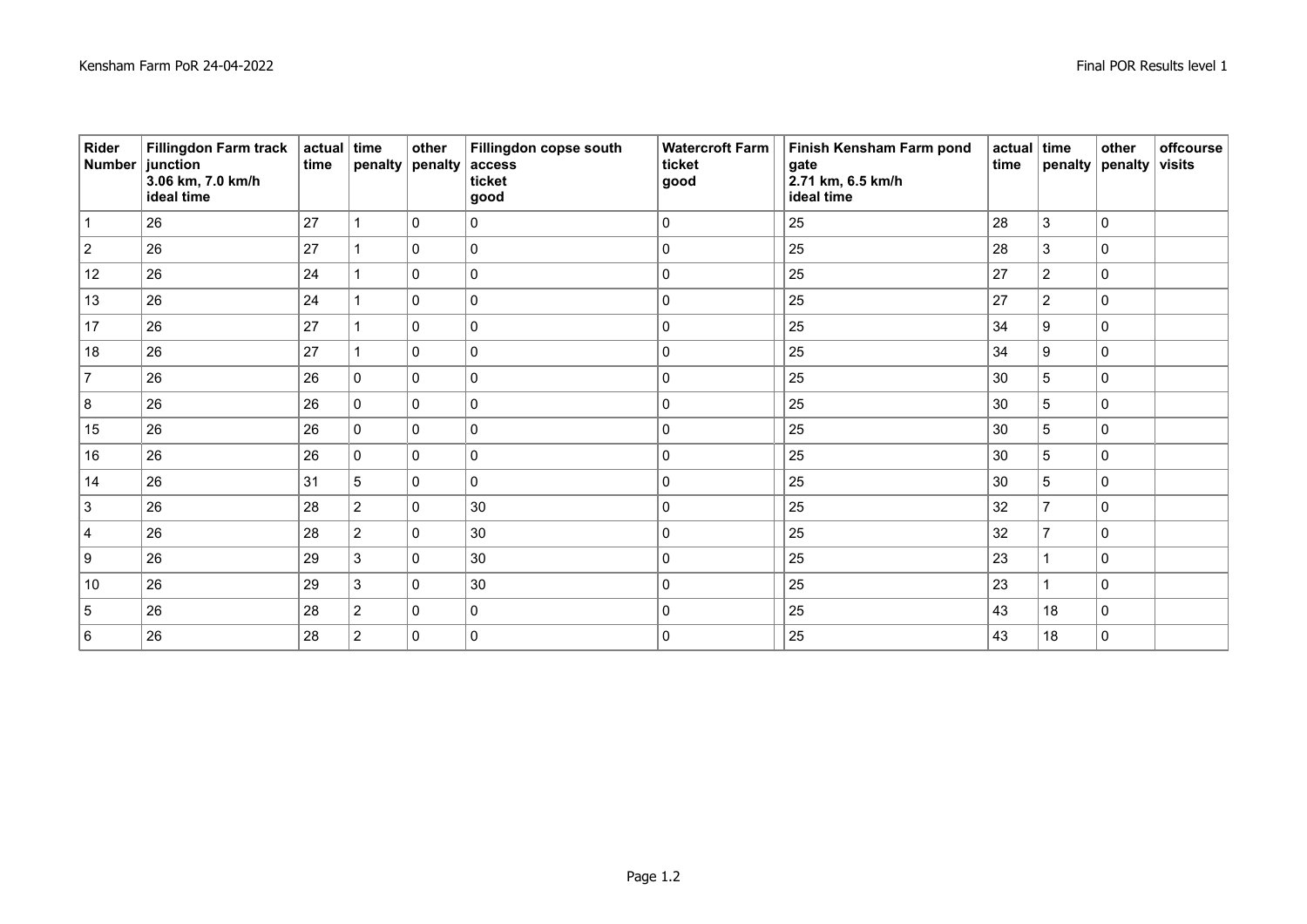| Rider Number | Fillingdon Farm track junction<br>3.06 km, 7.0 km/h<br>ideal time | actual time | time penalty | other penalty | Fillingdon copse south access<br>ticket<br>good | Watercroft Farm ticket<br>good | | Finish Kensham Farm pond gate<br>2.71 km, 6.5 km/h<br>ideal time | actual time | time penalty | other penalty | offcourse visits |
|---|---|---|---|---|---|---|---|---|---|---|---|---|
| 1 | 26 | 27 | 1 | 0 | 0 | 0 | | 25 | 28 | 3 | 0 | |
| 2 | 26 | 27 | 1 | 0 | 0 | 0 | | 25 | 28 | 3 | 0 | |
| 12 | 26 | 24 | 1 | 0 | 0 | 0 | | 25 | 27 | 2 | 0 | |
| 13 | 26 | 24 | 1 | 0 | 0 | 0 | | 25 | 27 | 2 | 0 | |
| 17 | 26 | 27 | 1 | 0 | 0 | 0 | | 25 | 34 | 9 | 0 | |
| 18 | 26 | 27 | 1 | 0 | 0 | 0 | | 25 | 34 | 9 | 0 | |
| 7 | 26 | 26 | 0 | 0 | 0 | 0 | | 25 | 30 | 5 | 0 | |
| 8 | 26 | 26 | 0 | 0 | 0 | 0 | | 25 | 30 | 5 | 0 | |
| 15 | 26 | 26 | 0 | 0 | 0 | 0 | | 25 | 30 | 5 | 0 | |
| 16 | 26 | 26 | 0 | 0 | 0 | 0 | | 25 | 30 | 5 | 0 | |
| 14 | 26 | 31 | 5 | 0 | 0 | 0 | | 25 | 30 | 5 | 0 | |
| 3 | 26 | 28 | 2 | 0 | 30 | 0 | | 25 | 32 | 7 | 0 | |
| 4 | 26 | 28 | 2 | 0 | 30 | 0 | | 25 | 32 | 7 | 0 | |
| 9 | 26 | 29 | 3 | 0 | 30 | 0 | | 25 | 23 | 1 | 0 | |
| 10 | 26 | 29 | 3 | 0 | 30 | 0 | | 25 | 23 | 1 | 0 | |
| 5 | 26 | 28 | 2 | 0 | 0 | 0 | | 25 | 43 | 18 | 0 | |
| 6 | 26 | 28 | 2 | 0 | 0 | 0 | | 25 | 43 | 18 | 0 | |